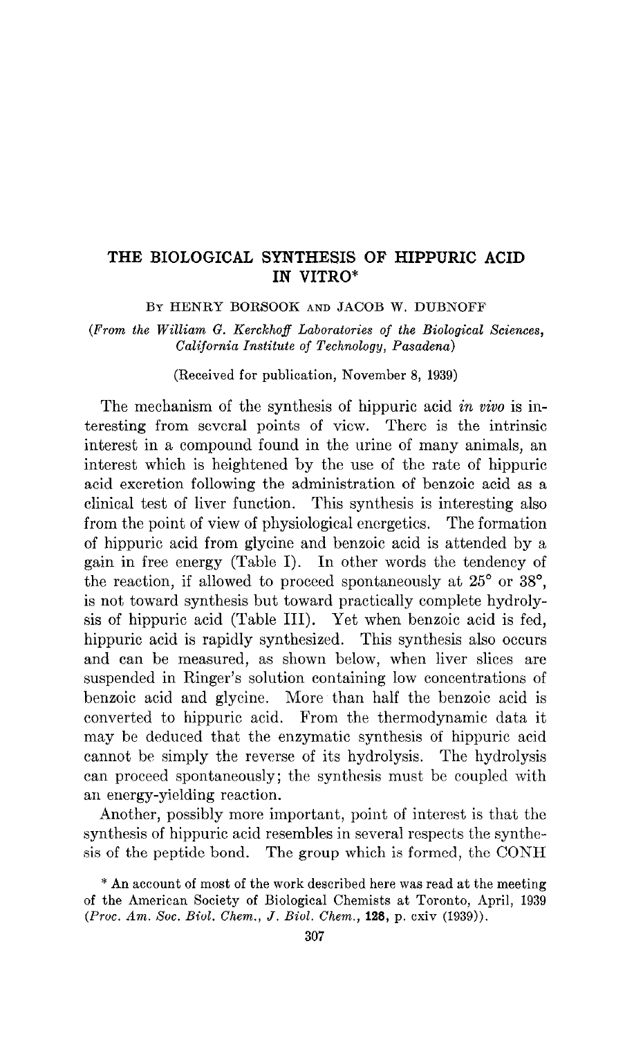# THE BIOLOGICAL SYNTHESIS OF HIPPURIC ACID IN VITRO*

BY HENRY BORSOOK AND JACOB W. DUBNOFF

*(From the William G. Kerckhoff Laboratories of the Biological Sciences, California Institute of Technology, Pasadena)*

(Received for publication, November 8, 1939)

The mechanism of the synthesis of hippuric acid *in vivo* is interesting from several points of view. There is the intrinsic interest in a compound found in the urine of many animals, an interest which is heightened by the use of the rate of hippuric acid excretion following the administration of benzoic acid as a clinical test of liver function. This synthesis is interesting also from the point of view of physiological energetics. The formation of hippuric acid from glycine and benzoic acid is attended by a gain in free energy (Table I). In other words the tendency of the reaction, if allowed to proceed spontaneously at 25° or 38°, is not toward synthesis but toward practically complete hydrolysis of hippuric acid (Table III). Yet when benzoic acid is fed, hippuric acid is rapidly synthesized. This synthesis also occurs and can be measured, as shown below, when liver slices are suspended in Ringer's solution containing low concentrations of benzoic acid and glycine. More than half the benzoic acid is converted to hippuric acid. From the thermodynamic data it may be deduced that the enzymatic synthesis of hippuric acid cannot be simply the reverse of its hydrolysis. The hydrolysis can proceed spontaneously; the synthesis must be coupled with an energy-yielding reaction.

Another, possibly more important, point of interest is that the synthesis of hippuric acid resembles in several respects the synthesis of the peptide bond. The group which is formed, the CONH

\* An account of most of the work described here was read at the meeting of the American Society of Biological Chemists at Toronto, April, 1939 (*Proc. Am. Soc. Biol. Chem., J. Biol. Chem.*, **128**, p. cxiv (1939)).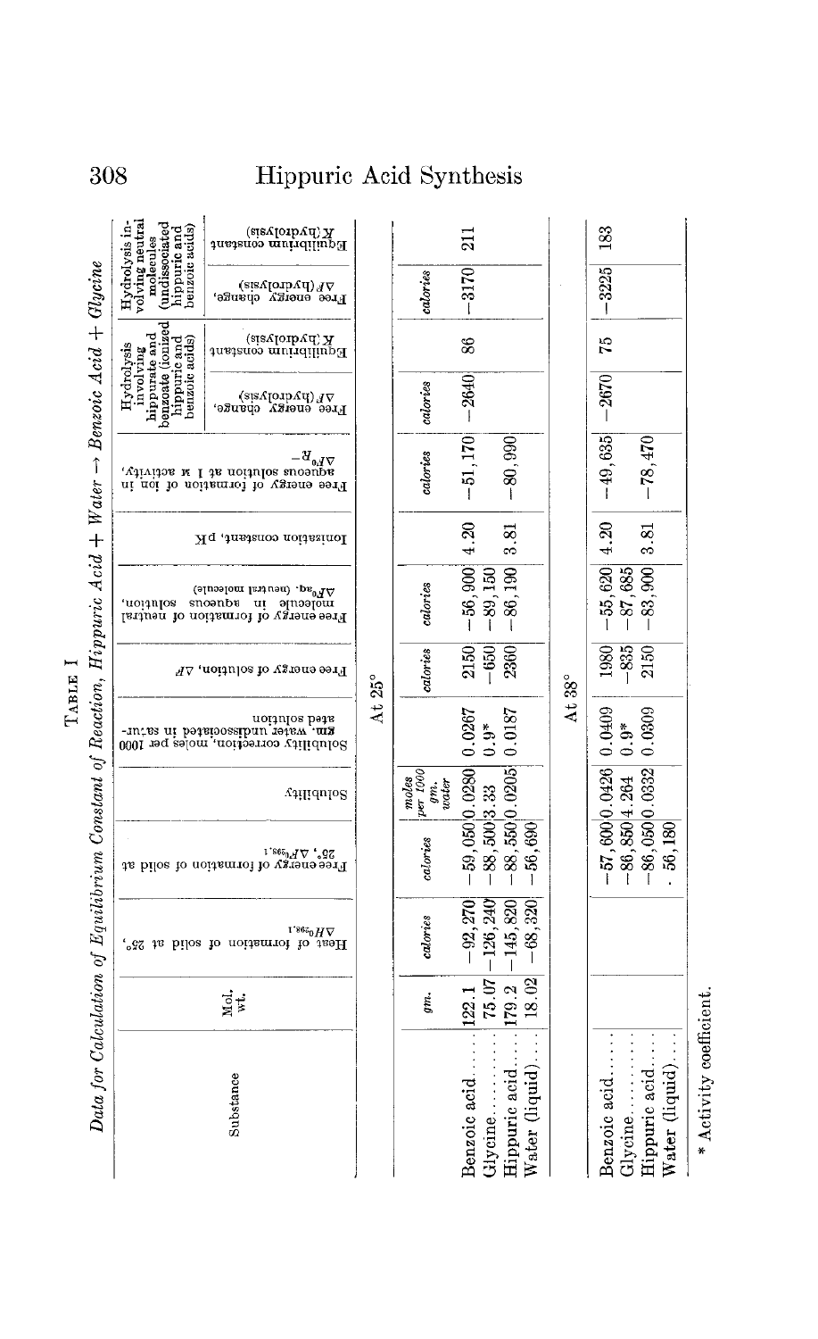TABLE I

*Data for Calculation of Equilibrium Constant of Reaction, Hippuric Acid + Water → Benzoic Acid + Glycine*

| Substance | Mol. wt. | Heat of formation of solid at 25°, $\Delta H^0_{298.1}$ | Free energy of formation of solid at 25°, $\Delta F^0_{298.1}$ | Solubility | Solubility correction, moles per 1000 gm. water undissociated in saturated solution | Free energy of solution, $\Delta F$ | Free energy of formation of neutral molecule in aqueous solution, $\Delta F^0_{aq.}$ (neutral molecule) | Ionization constant, pK | Free energy of formation of ion in aqueous solution at 1 M activity, $-\Delta F^0_R$ | Hydrolysis involving hippurate and benzoate (ionized hippuric and benzoic acids): Free energy change, $\Delta F$(hydrolysis) | Hydrolysis involving hippurate and benzoate (ionized hippuric and benzoic acids): Equilibrium constant $K$(hydrolysis) | Hydrolysis involving neutral molecules (undissociated hippuric and benzoic acids): Free energy change, $\Delta F$(hydrolysis) | Hydrolysis involving neutral molecules (undissociated hippuric and benzoic acids): Equilibrium constant $K$(hydrolysis) |
|---|---|---|---|---|---|---|---|---|---|---|---|---|---|
| | *gm.* | *calories* | *calories* | *moles per 1000 gm. water* | | *calories* | *calories* | | *calories* | *calories* | | *calories* | |
| **At 25°** | | | | | | | | | | | | | |
| Benzoic acid | 122.1 | −92,270 | −59,050 | 0.0280 | 0.0267 | 2150 | −56,900 | 4.20 | −51,170 | −2640 | 86 | −3170 | 211 |
| Glycine | 75.07 | −126,240 | −88,500 | 3.33 | 0.9* | −650 | −89,150 | | | | | | |
| Hippuric acid | 179.2 | −145,820 | −88,550 | 0.0205 | 0.0187 | 2360 | −86,190 | 3.81 | −80,990 | | | | |
| Water (liquid) | 18.02 | −68,320 | −56,690 | | | | | | | | | | |
| **At 38°** | | | | | | | | | | | | | |
| Benzoic acid | | | −57,600 | 0.0426 | 0.0409 | 1980 | −55,620 | 4.20 | −49,635 | −2670 | 75 | −3225 | 183 |
| Glycine | | | −86,850 | 4.264 | 0.9* | −835 | −87,685 | | | | | | |
| Hippuric acid | | | −86,050 | 0.0332 | 0.0309 | 2150 | −83,900 | 3.81 | −78,470 | | | | |
| Water (liquid) | | | −56,180 | | | | | | | | | | |

\* Activity coefficient.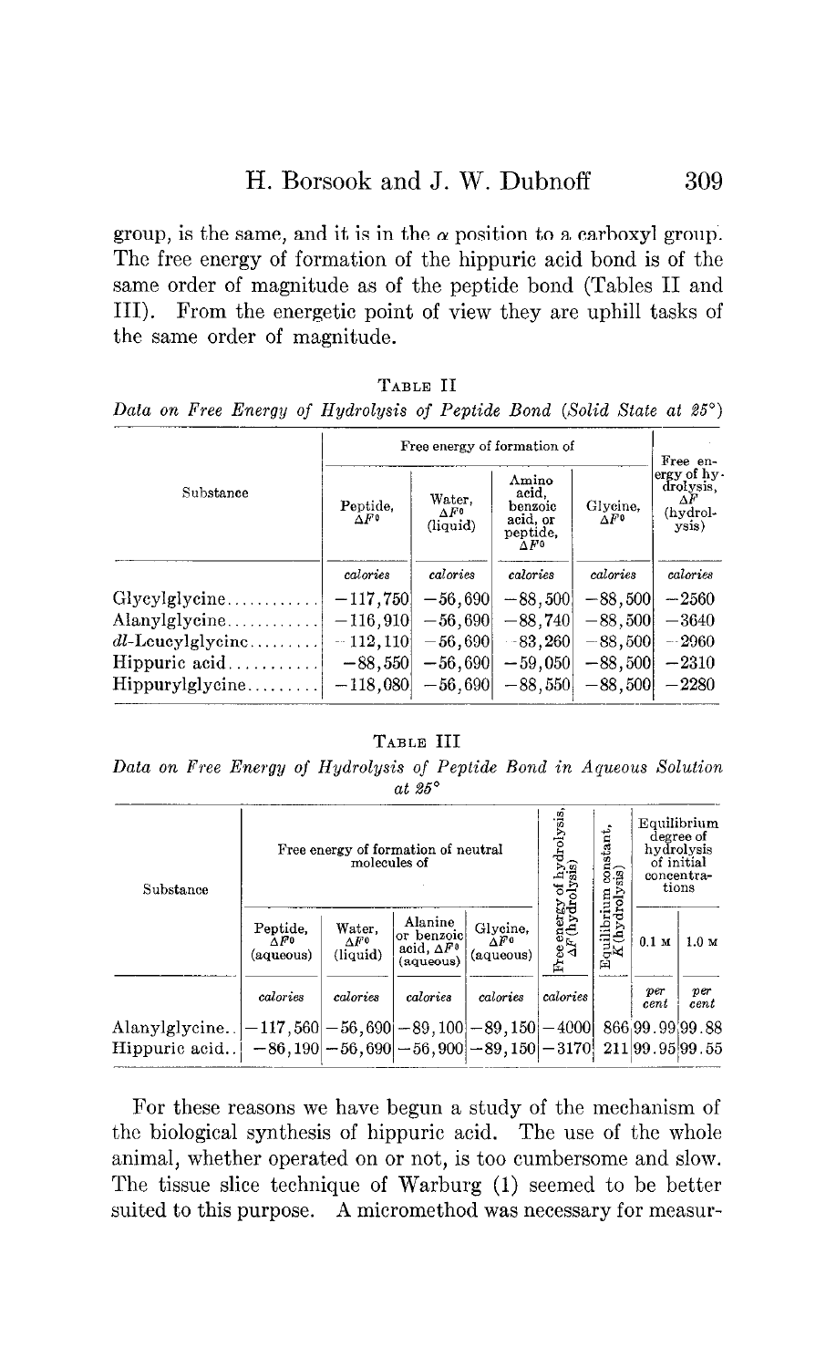group, is the same, and it is in the $\alpha$ position to a carboxyl group. The free energy of formation of the hippuric acid bond is of the same order of magnitude as of the peptide bond (Tables II and III). From the energetic point of view they are uphill tasks of the same order of magnitude.

TABLE II

*Data on Free Energy of Hydrolysis of Peptide Bond (Solid State at 25°)*

| Substance | Free energy of formation of | | | | Free energy of hydrolysis, $\Delta F$ (hydrolysis) |
|---|---|---|---|---|---|
| | Peptide, $\Delta F^0$ | Water, $\Delta F^0$ (liquid) | Amino acid, benzoic acid, or peptide, $\Delta F^0$ | Glycine, $\Delta F^0$ | |
| | *calories* | *calories* | *calories* | *calories* | *calories* |
| Glycylglycine | −117,750 | −56,690 | −88,500 | −88,500 | −2560 |
| Alanylglycine | −116,910 | −56,690 | −88,740 | −88,500 | −3640 |
| *dl*-Leucylglycine | −112,110 | −56,690 | −83,260 | −88,500 | −2960 |
| Hippuric acid | −88,550 | −56,690 | −59,050 | −88,500 | −2310 |
| Hippurylglycine | −118,080 | −56,690 | −88,550 | −88,500 | −2280 |

TABLE III

*Data on Free Energy of Hydrolysis of Peptide Bond in Aqueous Solution at 25°*

| Substance | Free energy of formation of neutral molecules of | | | | Free energy of hydrolysis, $\Delta F$ (hydrolysis) | Equilibrium constant, $K$ (hydrolysis) | Equilibrium degree of hydrolysis of initial concentrations | |
|---|---|---|---|---|---|---|---|---|
| | Peptide, $\Delta F^0$ (aqueous) | Water, $\Delta F^0$ (liquid) | Alanine or benzoic acid, $\Delta F^0$ (aqueous) | Glycine, $\Delta F^0$ (aqueous) | | | 0.1 M | 1.0 M |
| | *calories* | *calories* | *calories* | *calories* | *calories* | | *per cent* | *per cent* |
| Alanylglycine | −117,560 | −56,690 | −89,100 | −89,150 | −4000 | 866 | 99.99 | 99.88 |
| Hippuric acid | −86,190 | −56,690 | −56,900 | −89,150 | −3170 | 211 | 99.95 | 99.55 |

For these reasons we have begun a study of the mechanism of the biological synthesis of hippuric acid. The use of the whole animal, whether operated on or not, is too cumbersome and slow. The tissue slice technique of Warburg (1) seemed to be better suited to this purpose. A micromethod was necessary for measur-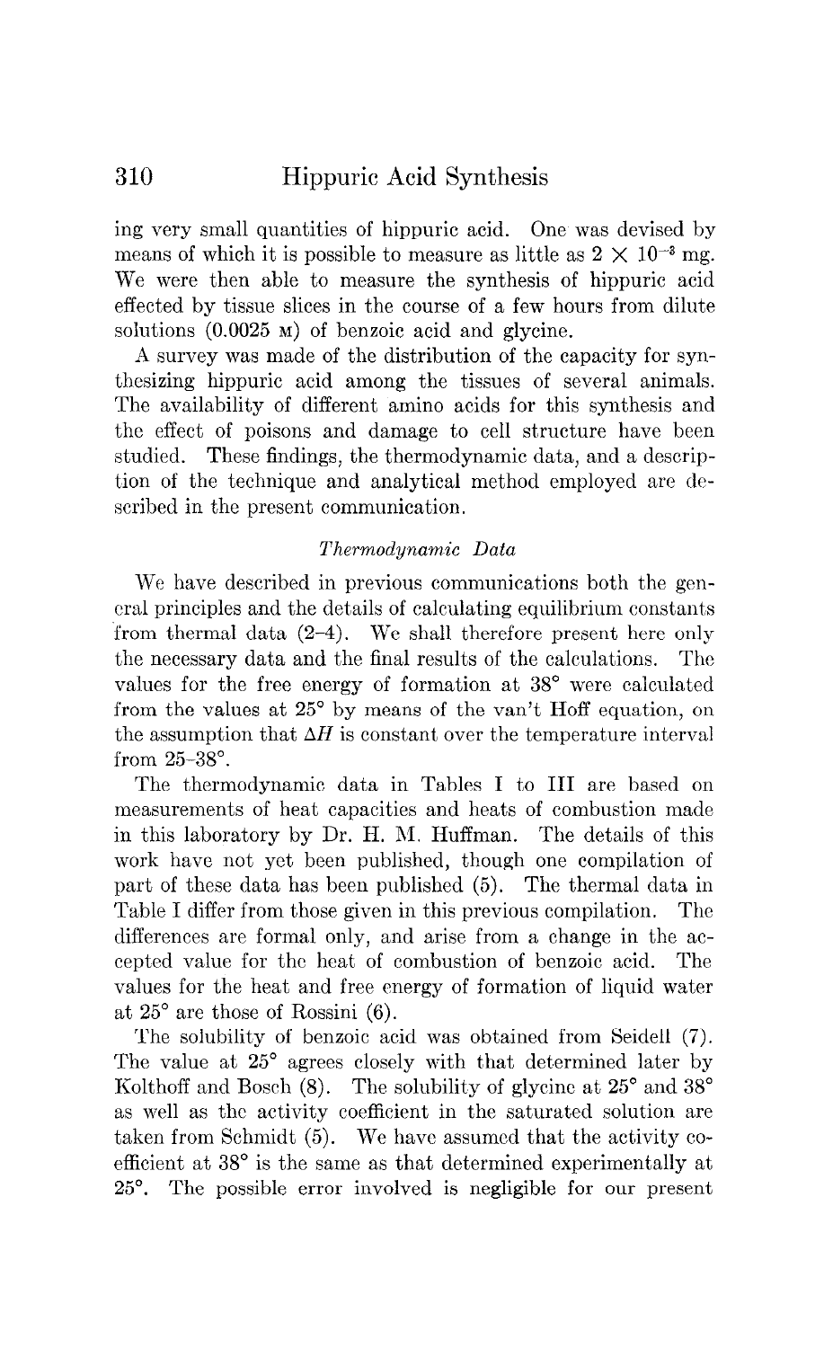ing very small quantities of hippuric acid. One was devised by means of which it is possible to measure as little as $2 \times 10^{-3}$ mg. We were then able to measure the synthesis of hippuric acid effected by tissue slices in the course of a few hours from dilute solutions (0.0025 M) of benzoic acid and glycine.

A survey was made of the distribution of the capacity for synthesizing hippuric acid among the tissues of several animals. The availability of different amino acids for this synthesis and the effect of poisons and damage to cell structure have been studied. These findings, the thermodynamic data, and a description of the technique and analytical method employed are described in the present communication.

### *Thermodynamic Data*

We have described in previous communications both the general principles and the details of calculating equilibrium constants from thermal data (2–4). We shall therefore present here only the necessary data and the final results of the calculations. The values for the free energy of formation at 38° were calculated from the values at 25° by means of the van't Hoff equation, on the assumption that $\Delta H$ is constant over the temperature interval from 25–38°.

The thermodynamic data in Tables I to III are based on measurements of heat capacities and heats of combustion made in this laboratory by Dr. H. M. Huffman. The details of this work have not yet been published, though one compilation of part of these data has been published (5). The thermal data in Table I differ from those given in this previous compilation. The differences are formal only, and arise from a change in the accepted value for the heat of combustion of benzoic acid. The values for the heat and free energy of formation of liquid water at 25° are those of Rossini (6).

The solubility of benzoic acid was obtained from Seidell (7). The value at 25° agrees closely with that determined later by Kolthoff and Bosch (8). The solubility of glycine at 25° and 38° as well as the activity coefficient in the saturated solution are taken from Schmidt (5). We have assumed that the activity coefficient at 38° is the same as that determined experimentally at 25°. The possible error involved is negligible for our present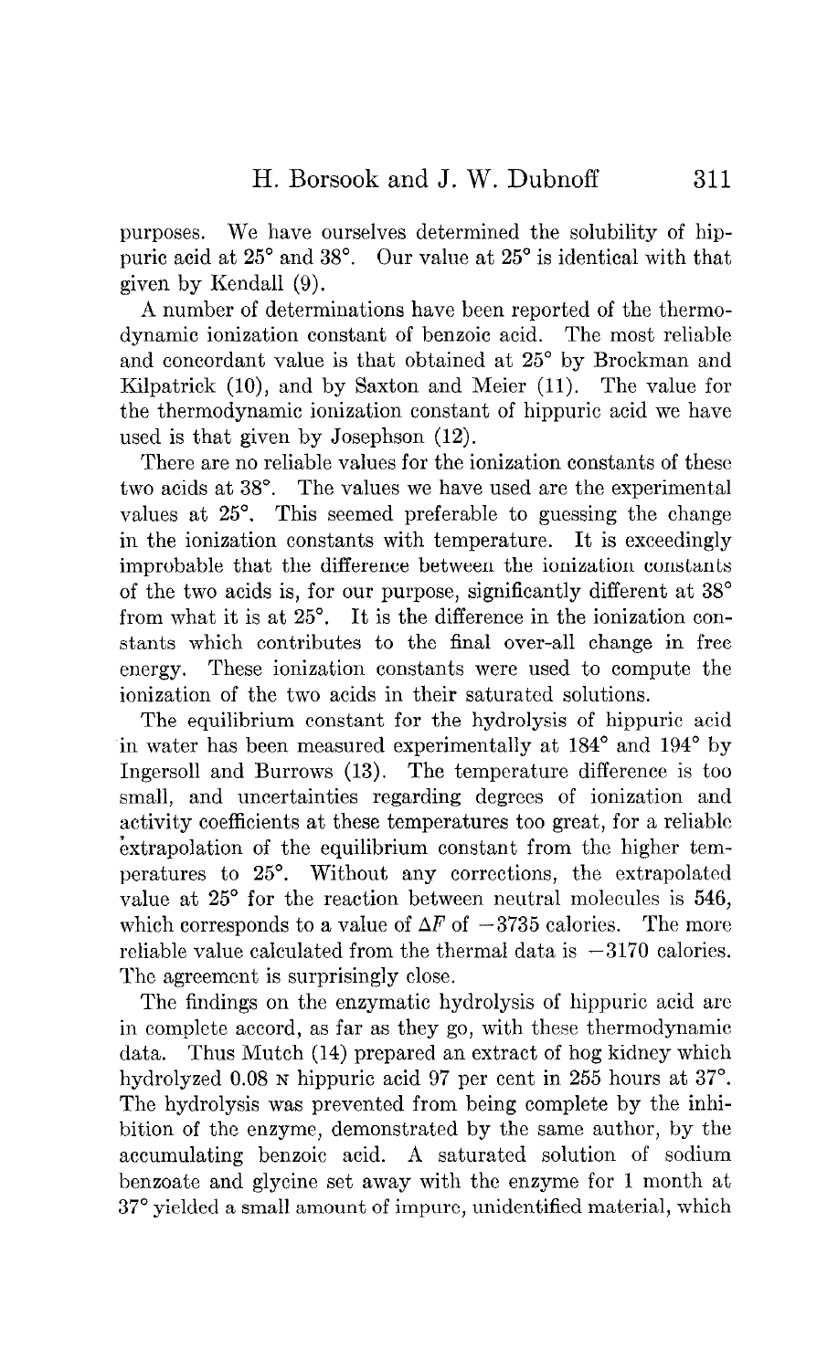purposes. We have ourselves determined the solubility of hippuric acid at 25° and 38°. Our value at 25° is identical with that given by Kendall (9).

A number of determinations have been reported of the thermodynamic ionization constant of benzoic acid. The most reliable and concordant value is that obtained at 25° by Brockman and Kilpatrick (10), and by Saxton and Meier (11). The value for the thermodynamic ionization constant of hippuric acid we have used is that given by Josephson (12).

There are no reliable values for the ionization constants of these two acids at 38°. The values we have used are the experimental values at 25°. This seemed preferable to guessing the change in the ionization constants with temperature. It is exceedingly improbable that the difference between the ionization constants of the two acids is, for our purpose, significantly different at 38° from what it is at 25°. It is the difference in the ionization constants which contributes to the final over-all change in free energy. These ionization constants were used to compute the ionization of the two acids in their saturated solutions.

The equilibrium constant for the hydrolysis of hippuric acid in water has been measured experimentally at 184° and 194° by Ingersoll and Burrows (13). The temperature difference is too small, and uncertainties regarding degrees of ionization and activity coefficients at these temperatures too great, for a reliable extrapolation of the equilibrium constant from the higher temperatures to 25°. Without any corrections, the extrapolated value at 25° for the reaction between neutral molecules is 546, which corresponds to a value of $\Delta F$ of −3735 calories. The more reliable value calculated from the thermal data is −3170 calories. The agreement is surprisingly close.

The findings on the enzymatic hydrolysis of hippuric acid are in complete accord, as far as they go, with these thermodynamic data. Thus Mutch (14) prepared an extract of hog kidney which hydrolyzed 0.08 N hippuric acid 97 per cent in 255 hours at 37°. The hydrolysis was prevented from being complete by the inhibition of the enzyme, demonstrated by the same author, by the accumulating benzoic acid. A saturated solution of sodium benzoate and glycine set away with the enzyme for 1 month at 37° yielded a small amount of impure, unidentified material, which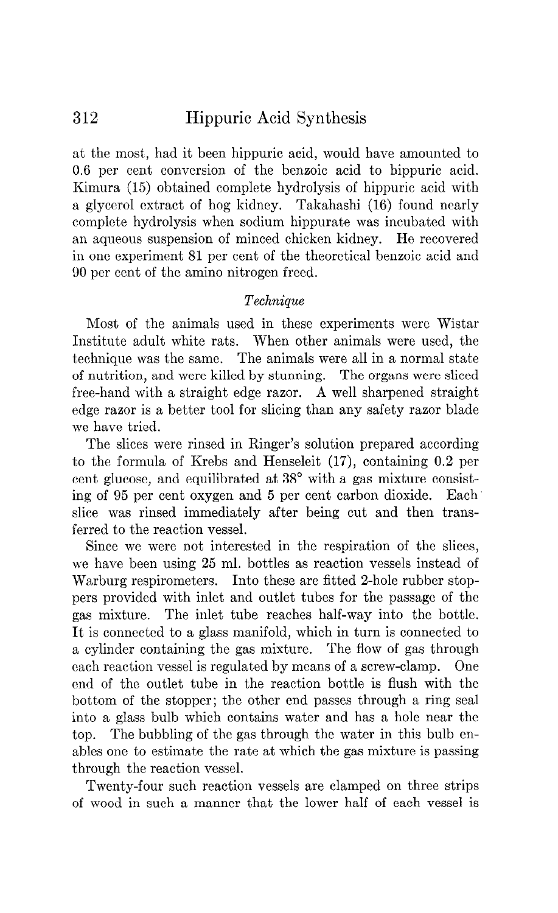at the most, had it been hippuric acid, would have amounted to 0.6 per cent conversion of the benzoic acid to hippuric acid. Kimura (15) obtained complete hydrolysis of hippuric acid with a glycerol extract of hog kidney. Takahashi (16) found nearly complete hydrolysis when sodium hippurate was incubated with an aqueous suspension of minced chicken kidney. He recovered in one experiment 81 per cent of the theoretical benzoic acid and 90 per cent of the amino nitrogen freed.

### *Technique*

Most of the animals used in these experiments were Wistar Institute adult white rats. When other animals were used, the technique was the same. The animals were all in a normal state of nutrition, and were killed by stunning. The organs were sliced free-hand with a straight edge razor. A well sharpened straight edge razor is a better tool for slicing than any safety razor blade we have tried.

The slices were rinsed in Ringer's solution prepared according to the formula of Krebs and Henseleit (17), containing 0.2 per cent glucose, and equilibrated at 38° with a gas mixture consisting of 95 per cent oxygen and 5 per cent carbon dioxide. Each slice was rinsed immediately after being cut and then transferred to the reaction vessel.

Since we were not interested in the respiration of the slices, we have been using 25 ml. bottles as reaction vessels instead of Warburg respirometers. Into these are fitted 2-hole rubber stoppers provided with inlet and outlet tubes for the passage of the gas mixture. The inlet tube reaches half-way into the bottle. It is connected to a glass manifold, which in turn is connected to a cylinder containing the gas mixture. The flow of gas through each reaction vessel is regulated by means of a screw-clamp. One end of the outlet tube in the reaction bottle is flush with the bottom of the stopper; the other end passes through a ring seal into a glass bulb which contains water and has a hole near the top. The bubbling of the gas through the water in this bulb enables one to estimate the rate at which the gas mixture is passing through the reaction vessel.

Twenty-four such reaction vessels are clamped on three strips of wood in such a manner that the lower half of each vessel is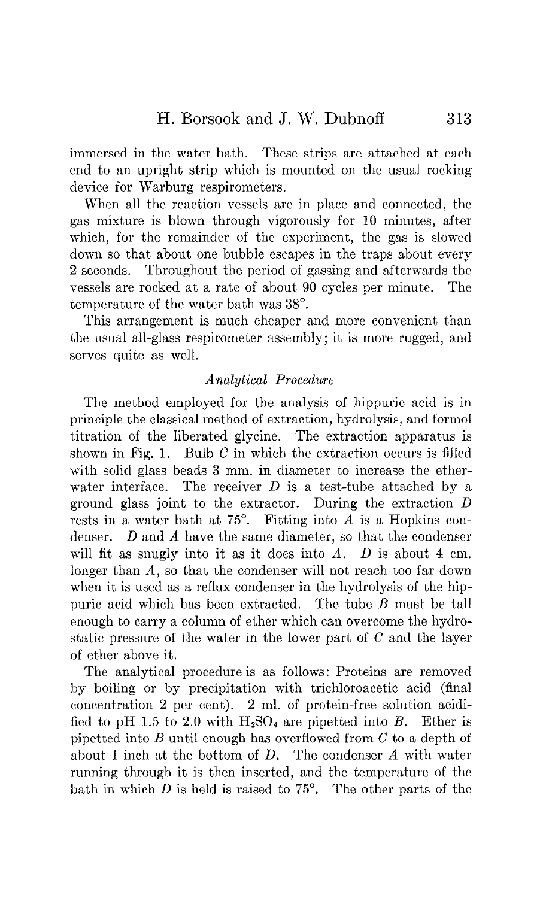immersed in the water bath. These strips are attached at each end to an upright strip which is mounted on the usual rocking device for Warburg respirometers.

When all the reaction vessels are in place and connected, the gas mixture is blown through vigorously for 10 minutes, after which, for the remainder of the experiment, the gas is slowed down so that about one bubble escapes in the traps about every 2 seconds. Throughout the period of gassing and afterwards the vessels are rocked at a rate of about 90 cycles per minute. The temperature of the water bath was 38°.

This arrangement is much cheaper and more convenient than the usual all-glass respirometer assembly; it is more rugged, and serves quite as well.

### *Analytical Procedure*

The method employed for the analysis of hippuric acid is in principle the classical method of extraction, hydrolysis, and formol titration of the liberated glycine. The extraction apparatus is shown in Fig. 1. Bulb *C* in which the extraction occurs is filled with solid glass beads 3 mm. in diameter to increase the ether-water interface. The receiver *D* is a test-tube attached by a ground glass joint to the extractor. During the extraction *D* rests in a water bath at 75°. Fitting into *A* is a Hopkins condenser. *D* and *A* have the same diameter, so that the condenser will fit as snugly into it as it does into *A*. *D* is about 4 cm. longer than *A*, so that the condenser will not reach too far down when it is used as a reflux condenser in the hydrolysis of the hippuric acid which has been extracted. The tube *B* must be tall enough to carry a column of ether which can overcome the hydrostatic pressure of the water in the lower part of *C* and the layer of ether above it.

The analytical procedure is as follows: Proteins are removed by boiling or by precipitation with trichloroacetic acid (final concentration 2 per cent). 2 ml. of protein-free solution acidified to pH 1.5 to 2.0 with $H_2SO_4$ are pipetted into *B*. Ether is pipetted into *B* until enough has overflowed from *C* to a depth of about 1 inch at the bottom of *D*. The condenser *A* with water running through it is then inserted, and the temperature of the bath in which *D* is held is raised to 75°. The other parts of the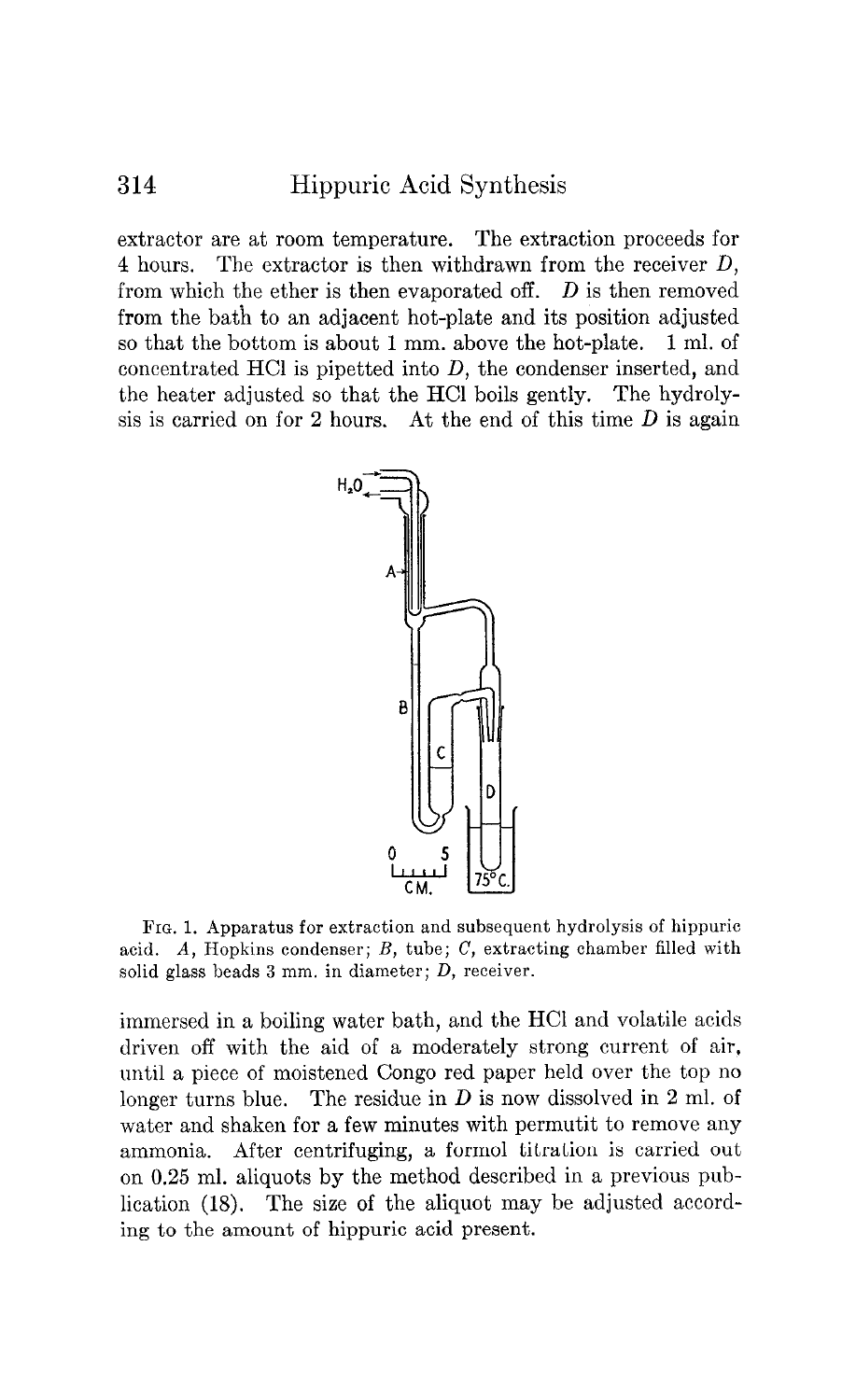extractor are at room temperature. The extraction proceeds for 4 hours. The extractor is then withdrawn from the receiver *D*, from which the ether is then evaporated off. *D* is then removed from the bath to an adjacent hot-plate and its position adjusted so that the bottom is about 1 mm. above the hot-plate. 1 ml. of concentrated HCl is pipetted into *D*, the condenser inserted, and the heater adjusted so that the HCl boils gently. The hydrolysis is carried on for 2 hours. At the end of this time *D* is again

FIG. 1. Apparatus for extraction and subsequent hydrolysis of hippuric acid. *A*, Hopkins condenser; *B*, tube; *C*, extracting chamber filled with solid glass beads 3 mm. in diameter; *D*, receiver.

immersed in a boiling water bath, and the HCl and volatile acids driven off with the aid of a moderately strong current of air, until a piece of moistened Congo red paper held over the top no longer turns blue. The residue in *D* is now dissolved in 2 ml. of water and shaken for a few minutes with permutit to remove any ammonia. After centrifuging, a formol titration is carried out on 0.25 ml. aliquots by the method described in a previous publication (18). The size of the aliquot may be adjusted according to the amount of hippuric acid present.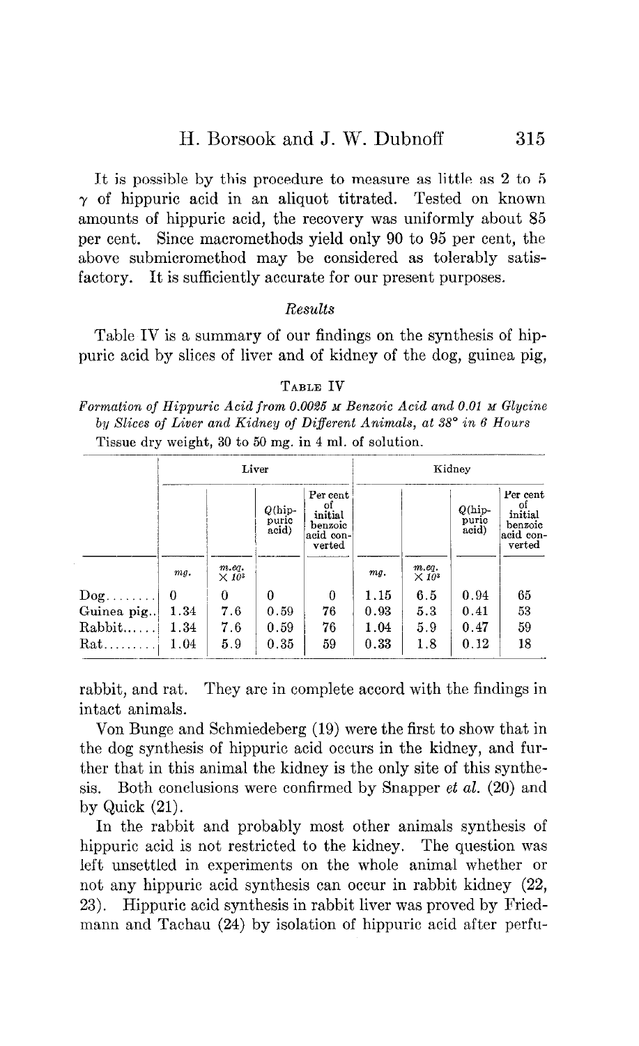It is possible by this procedure to measure as little as 2 to 5 $\gamma$ of hippuric acid in an aliquot titrated. Tested on known amounts of hippuric acid, the recovery was uniformly about 85 per cent. Since macromethods yield only 90 to 95 per cent, the above submicromethod may be considered as tolerably satisfactory. It is sufficiently accurate for our present purposes.

### *Results*

Table IV is a summary of our findings on the synthesis of hippuric acid by slices of liver and of kidney of the dog, guinea pig, rabbit, and rat. They are in complete accord with the findings in intact animals.

TABLE IV

*Formation of Hippuric Acid from 0.0025 M Benzoic Acid and 0.01 M Glycine by Slices of Liver and Kidney of Different Animals, at 38° in 6 Hours*

Tissue dry weight, 30 to 50 mg. in 4 ml. of solution.

| | Liver | | | | Kidney | | | |
|---|---|---|---|---|---|---|---|---|
| | | | Q(hippuric acid) | Per cent of initial benzoic acid converted | | | Q(hippuric acid) | Per cent of initial benzoic acid converted |
| | *mg.* | *m.eq.* $\times 10^3$ | | | *mg.* | *m.eq.* $\times 10^3$ | | |
| Dog | 0 | 0 | 0 | 0 | 1.15 | 6.5 | 0.94 | 65 |
| Guinea pig | 1.34 | 7.6 | 0.59 | 76 | 0.93 | 5.3 | 0.41 | 53 |
| Rabbit | 1.34 | 7.6 | 0.59 | 76 | 1.04 | 5.9 | 0.47 | 59 |
| Rat | 1.04 | 5.9 | 0.35 | 59 | 0.33 | 1.8 | 0.12 | 18 |

Von Bunge and Schmiedeberg (19) were the first to show that in the dog synthesis of hippuric acid occurs in the kidney, and further that in this animal the kidney is the only site of this synthesis. Both conclusions were confirmed by Snapper *et al.* (20) and by Quick (21).

In the rabbit and probably most other animals synthesis of hippuric acid is not restricted to the kidney. The question was left unsettled in experiments on the whole animal whether or not any hippuric acid synthesis can occur in rabbit kidney (22, 23). Hippuric acid synthesis in rabbit liver was proved by Friedmann and Tachau (24) by isolation of hippuric acid after perfu-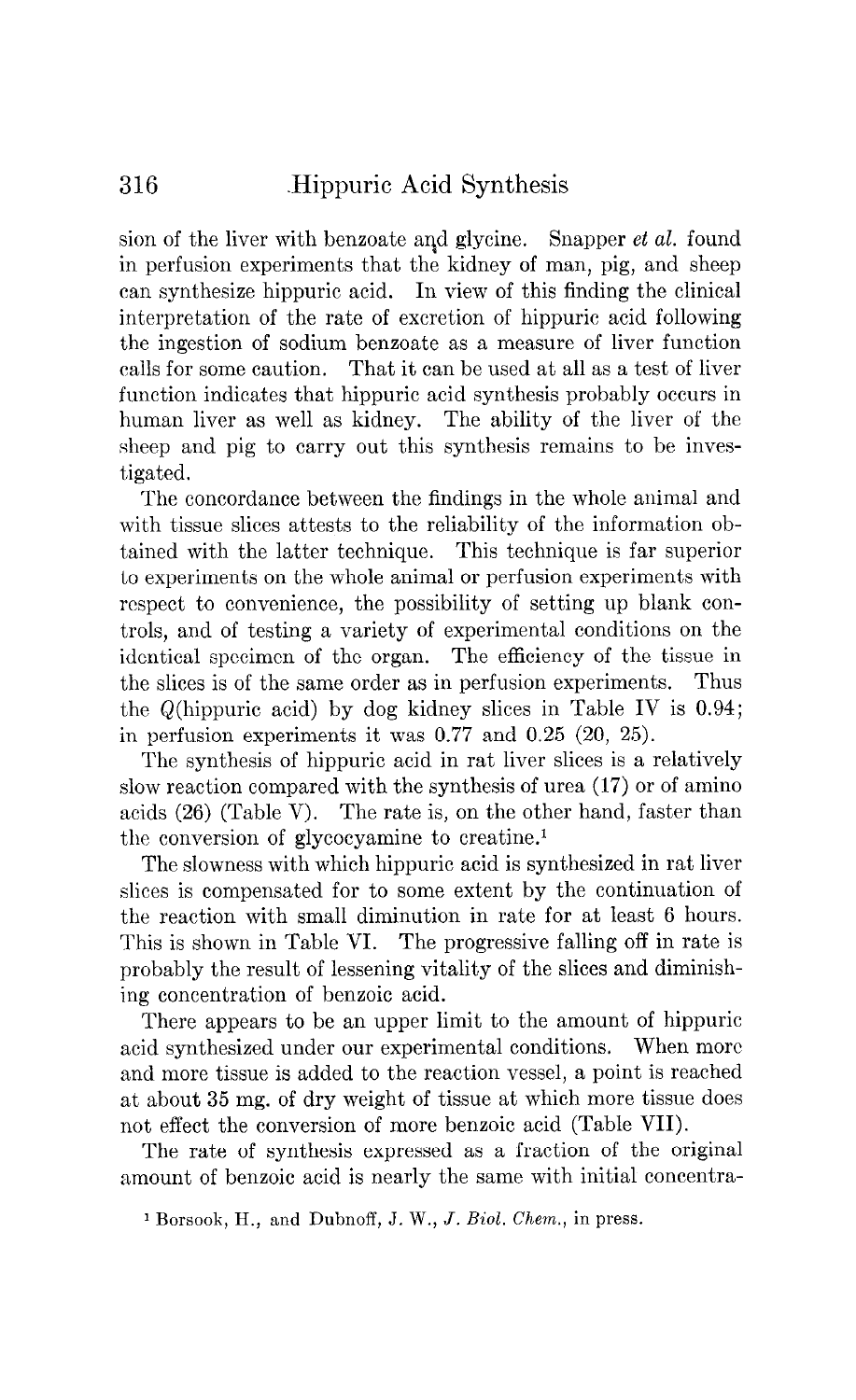sion of the liver with benzoate and glycine. Snapper *et al.* found in perfusion experiments that the kidney of man, pig, and sheep can synthesize hippuric acid. In view of this finding the clinical interpretation of the rate of excretion of hippuric acid following the ingestion of sodium benzoate as a measure of liver function calls for some caution. That it can be used at all as a test of liver function indicates that hippuric acid synthesis probably occurs in human liver as well as kidney. The ability of the liver of the sheep and pig to carry out this synthesis remains to be investigated.

The concordance between the findings in the whole animal and with tissue slices attests to the reliability of the information obtained with the latter technique. This technique is far superior to experiments on the whole animal or perfusion experiments with respect to convenience, the possibility of setting up blank controls, and of testing a variety of experimental conditions on the identical specimen of the organ. The efficiency of the tissue in the slices is of the same order as in perfusion experiments. Thus the $Q$(hippuric acid) by dog kidney slices in Table IV is 0.94; in perfusion experiments it was 0.77 and 0.25 (20, 25).

The synthesis of hippuric acid in rat liver slices is a relatively slow reaction compared with the synthesis of urea (17) or of amino acids (26) (Table V). The rate is, on the other hand, faster than the conversion of glycocyamine to creatine.[1]

The slowness with which hippuric acid is synthesized in rat liver slices is compensated for to some extent by the continuation of the reaction with small diminution in rate for at least 6 hours. This is shown in Table VI. The progressive falling off in rate is probably the result of lessening vitality of the slices and diminishing concentration of benzoic acid.

There appears to be an upper limit to the amount of hippuric acid synthesized under our experimental conditions. When more and more tissue is added to the reaction vessel, a point is reached at about 35 mg. of dry weight of tissue at which more tissue does not effect the conversion of more benzoic acid (Table VII).

The rate of synthesis expressed as a fraction of the original amount of benzoic acid is nearly the same with initial concentra-

[1] Borsook, H., and Dubnoff, J. W., *J. Biol. Chem.*, in press.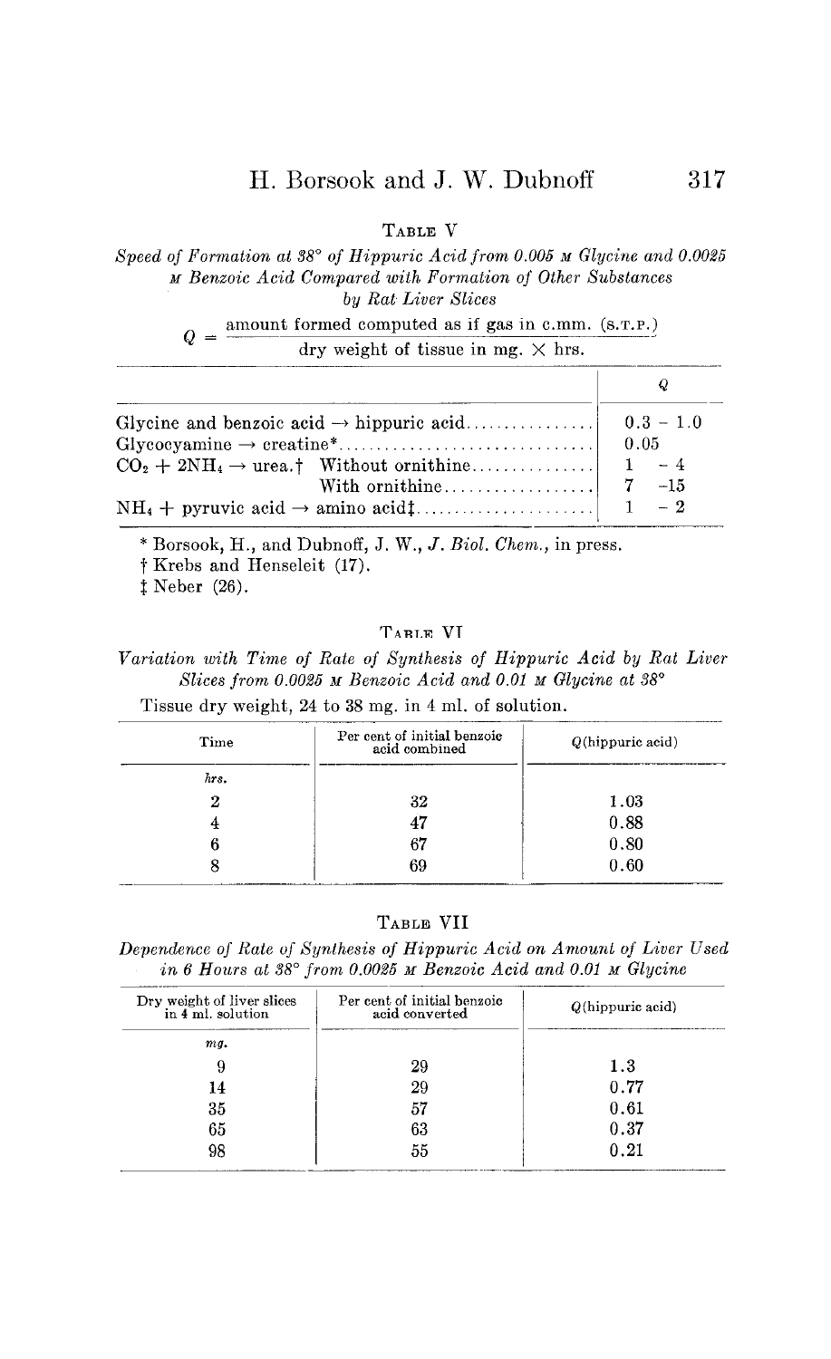TABLE V

*Speed of Formation at 38° of Hippuric Acid from 0.005 M Glycine and 0.0025 M Benzoic Acid Compared with Formation of Other Substances by Rat Liver Slices*

$$Q = \frac{\text{amount formed computed as if gas in c.mm. (S.T.P.)}}{\text{dry weight of tissue in mg.} \times \text{hrs.}}$$

| | $Q$ |
|---|---|
| Glycine and benzoic acid → hippuric acid | 0.3 – 1.0 |
| Glycocyamine → creatine* | 0.05 |
| $CO_2 + 2NH_4$ → urea.† Without ornithine | 1 – 4 |
| With ornithine | 7 – 15 |
| $NH_4$ + pyruvic acid → amino acid‡ | 1 – 2 |

\* Borsook, H., and Dubnoff, J. W., *J. Biol. Chem.*, in press.

† Krebs and Henseleit (17).

‡ Neber (26).

TABLE VI

*Variation with Time of Rate of Synthesis of Hippuric Acid by Rat Liver Slices from 0.0025 M Benzoic Acid and 0.01 M Glycine at 38°*

Tissue dry weight, 24 to 38 mg. in 4 ml. of solution.

| Time | Per cent of initial benzoic acid combined | $Q$(hippuric acid) |
|---|---|---|
| *hrs.* | | |
| 2 | 32 | 1.03 |
| 4 | 47 | 0.88 |
| 6 | 67 | 0.80 |
| 8 | 69 | 0.60 |

TABLE VII

*Dependence of Rate of Synthesis of Hippuric Acid on Amount of Liver Used in 6 Hours at 38° from 0.0025 M Benzoic Acid and 0.01 M Glycine*

| Dry weight of liver slices in 4 ml. solution | Per cent of initial benzoic acid converted | $Q$(hippuric acid) |
|---|---|---|
| *mg.* | | |
| 9 | 29 | 1.3 |
| 14 | 29 | 0.77 |
| 35 | 57 | 0.61 |
| 65 | 63 | 0.37 |
| 98 | 55 | 0.21 |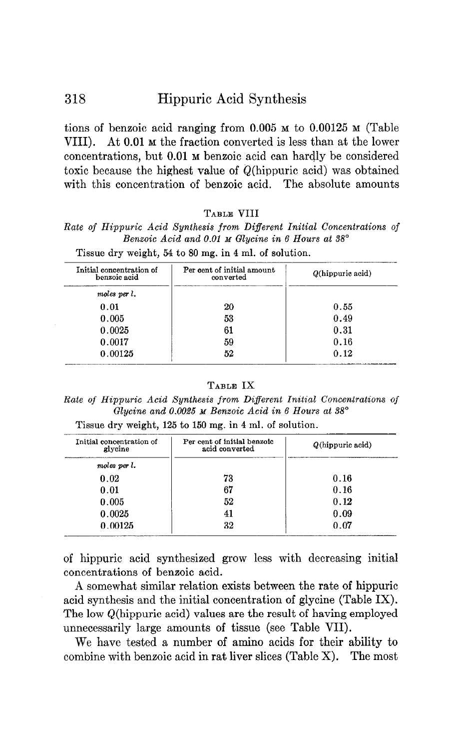tions of benzoic acid ranging from 0.005 M to 0.00125 M (Table VIII). At 0.01 M the fraction converted is less than at the lower concentrations, but 0.01 M benzoic acid can hardly be considered toxic because the highest value of $Q$(hippuric acid) was obtained with this concentration of benzoic acid. The absolute amounts of hippuric acid synthesized grow less with decreasing initial concentrations of benzoic acid.

TABLE VIII

*Rate of Hippuric Acid Synthesis from Different Initial Concentrations of Benzoic Acid and 0.01 M Glycine in 6 Hours at 38°*

Tissue dry weight, 54 to 80 mg. in 4 ml. of solution.

| Initial concentration of benzoic acid | Per cent of initial amount converted | $Q$(hippuric acid) |
|---|---|---|
| *moles per l.* | | |
| 0.01 | 20 | 0.55 |
| 0.005 | 53 | 0.49 |
| 0.0025 | 61 | 0.31 |
| 0.0017 | 59 | 0.16 |
| 0.00125 | 52 | 0.12 |

TABLE IX

*Rate of Hippuric Acid Synthesis from Different Initial Concentrations of Glycine and 0.0025 M Benzoic Acid in 6 Hours at 38°*

Tissue dry weight, 125 to 150 mg. in 4 ml. of solution.

| Initial concentration of glycine | Per cent of initial benzoic acid converted | $Q$(hippuric acid) |
|---|---|---|
| *moles per l.* | | |
| 0.02 | 73 | 0.16 |
| 0.01 | 67 | 0.16 |
| 0.005 | 52 | 0.12 |
| 0.0025 | 41 | 0.09 |
| 0.00125 | 32 | 0.07 |

A somewhat similar relation exists between the rate of hippuric acid synthesis and the initial concentration of glycine (Table IX). The low $Q$(hippuric acid) values are the result of having employed unnecessarily large amounts of tissue (see Table VII).

We have tested a number of amino acids for their ability to combine with benzoic acid in rat liver slices (Table X). The most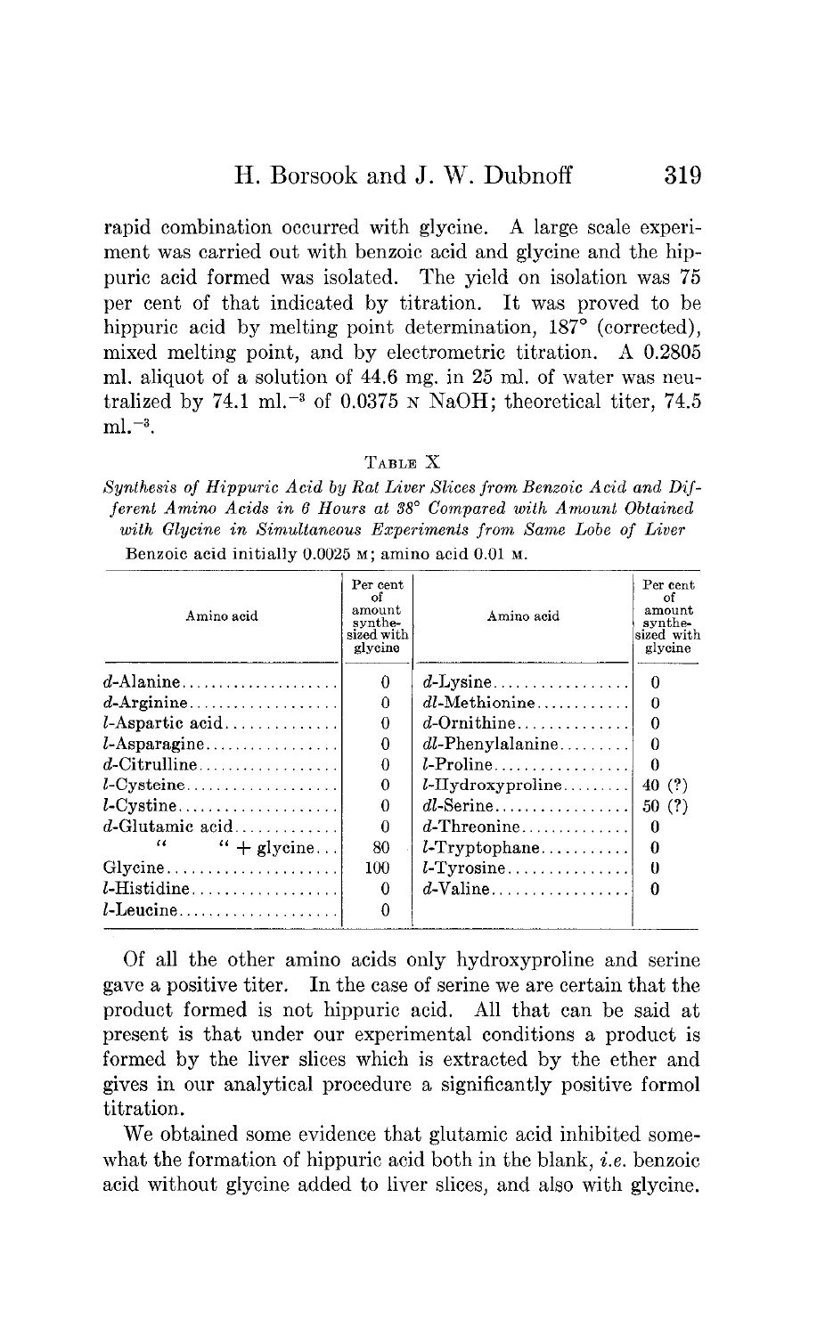rapid combination occurred with glycine. A large scale experiment was carried out with benzoic acid and glycine and the hippuric acid formed was isolated. The yield on isolation was 75 per cent of that indicated by titration. It was proved to be hippuric acid by melting point determination, 187° (corrected), mixed melting point, and by electrometric titration. A 0.2805 ml. aliquot of a solution of 44.6 mg. in 25 ml. of water was neutralized by 74.1 ml.$^{-3}$ of 0.0375 N NaOH; theoretical titer, 74.5 ml.$^{-3}$.

TABLE X

*Synthesis of Hippuric Acid by Rat Liver Slices from Benzoic Acid and Different Amino Acids in 6 Hours at 38° Compared with Amount Obtained with Glycine in Simultaneous Experiments from Same Lobe of Liver*

Benzoic acid initially 0.0025 M; amino acid 0.01 M.

| Amino acid | Per cent of amount synthesized with glycine | Amino acid | Per cent of amount synthesized with glycine |
|---|---|---|---|
| *d*-Alanine | 0 | *d*-Lysine | 0 |
| *d*-Arginine | 0 | *dl*-Methionine | 0 |
| *l*-Aspartic acid | 0 | *d*-Ornithine | 0 |
| *l*-Asparagine | 0 | *dl*-Phenylalanine | 0 |
| *d*-Citrulline | 0 | *l*-Proline | 0 |
| *l*-Cysteine | 0 | *l*-Hydroxyproline | 40 (?) |
| *l*-Cystine | 0 | *dl*-Serine | 50 (?) |
| *d*-Glutamic acid | 0 | *d*-Threonine | 0 |
| " " + glycine | 80 | *l*-Tryptophane | 0 |
| Glycine | 100 | *l*-Tyrosine | 0 |
| *l*-Histidine | 0 | *d*-Valine | 0 |
| *l*-Leucine | 0 | | |

Of all the other amino acids only hydroxyproline and serine gave a positive titer. In the case of serine we are certain that the product formed is not hippuric acid. All that can be said at present is that under our experimental conditions a product is formed by the liver slices which is extracted by the ether and gives in our analytical procedure a significantly positive formol titration.

We obtained some evidence that glutamic acid inhibited somewhat the formation of hippuric acid both in the blank, *i.e.* benzoic acid without glycine added to liver slices, and also with glycine.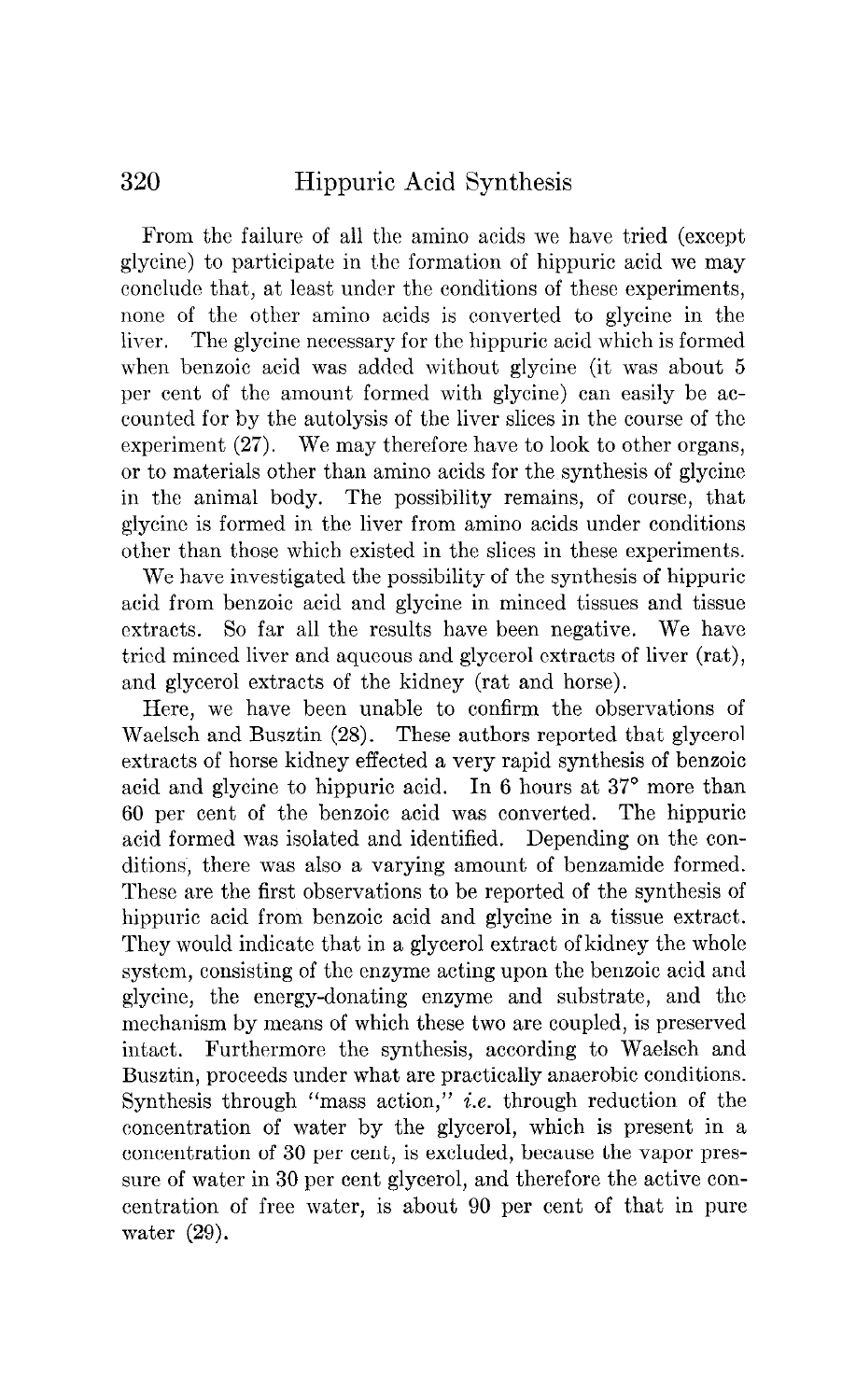From the failure of all the amino acids we have tried (except glycine) to participate in the formation of hippuric acid we may conclude that, at least under the conditions of these experiments, none of the other amino acids is converted to glycine in the liver. The glycine necessary for the hippuric acid which is formed when benzoic acid was added without glycine (it was about 5 per cent of the amount formed with glycine) can easily be accounted for by the autolysis of the liver slices in the course of the experiment (27). We may therefore have to look to other organs, or to materials other than amino acids for the synthesis of glycine in the animal body. The possibility remains, of course, that glycine is formed in the liver from amino acids under conditions other than those which existed in the slices in these experiments.

We have investigated the possibility of the synthesis of hippuric acid from benzoic acid and glycine in minced tissues and tissue extracts. So far all the results have been negative. We have tried minced liver and aqueous and glycerol extracts of liver (rat), and glycerol extracts of the kidney (rat and horse).

Here, we have been unable to confirm the observations of Waelsch and Busztin (28). These authors reported that glycerol extracts of horse kidney effected a very rapid synthesis of benzoic acid and glycine to hippuric acid. In 6 hours at 37° more than 60 per cent of the benzoic acid was converted. The hippuric acid formed was isolated and identified. Depending on the conditions, there was also a varying amount of benzamide formed. These are the first observations to be reported of the synthesis of hippuric acid from benzoic acid and glycine in a tissue extract. They would indicate that in a glycerol extract of kidney the whole system, consisting of the enzyme acting upon the benzoic acid and glycine, the energy-donating enzyme and substrate, and the mechanism by means of which these two are coupled, is preserved intact. Furthermore the synthesis, according to Waelsch and Busztin, proceeds under what are practically anaerobic conditions. Synthesis through "mass action," *i.e.* through reduction of the concentration of water by the glycerol, which is present in a concentration of 30 per cent, is excluded, because the vapor pressure of water in 30 per cent glycerol, and therefore the active concentration of free water, is about 90 per cent of that in pure water (29).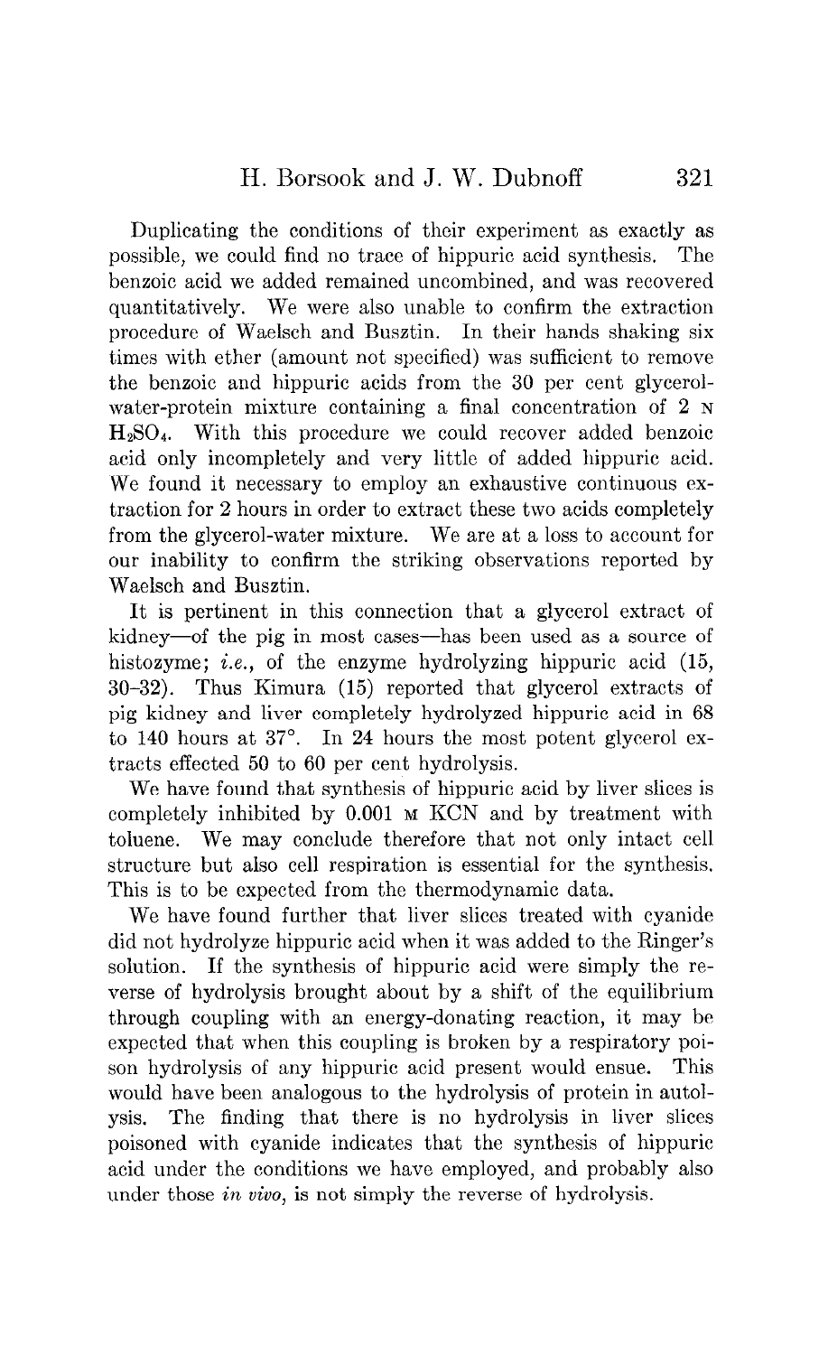Duplicating the conditions of their experiment as exactly as possible, we could find no trace of hippuric acid synthesis. The benzoic acid we added remained uncombined, and was recovered quantitatively. We were also unable to confirm the extraction procedure of Waelsch and Busztin. In their hands shaking six times with ether (amount not specified) was sufficient to remove the benzoic and hippuric acids from the 30 per cent glycerol-water-protein mixture containing a final concentration of 2 N $H_2SO_4$. With this procedure we could recover added benzoic acid only incompletely and very little of added hippuric acid. We found it necessary to employ an exhaustive continuous extraction for 2 hours in order to extract these two acids completely from the glycerol-water mixture. We are at a loss to account for our inability to confirm the striking observations reported by Waelsch and Busztin.

It is pertinent in this connection that a glycerol extract of kidney—of the pig in most cases—has been used as a source of histozyme; *i.e.*, of the enzyme hydrolyzing hippuric acid (15, 30–32). Thus Kimura (15) reported that glycerol extracts of pig kidney and liver completely hydrolyzed hippuric acid in 68 to 140 hours at 37°. In 24 hours the most potent glycerol extracts effected 50 to 60 per cent hydrolysis.

We have found that synthesis of hippuric acid by liver slices is completely inhibited by 0.001 M KCN and by treatment with toluene. We may conclude therefore that not only intact cell structure but also cell respiration is essential for the synthesis. This is to be expected from the thermodynamic data.

We have found further that liver slices treated with cyanide did not hydrolyze hippuric acid when it was added to the Ringer's solution. If the synthesis of hippuric acid were simply the reverse of hydrolysis brought about by a shift of the equilibrium through coupling with an energy-donating reaction, it may be expected that when this coupling is broken by a respiratory poison hydrolysis of any hippuric acid present would ensue. This would have been analogous to the hydrolysis of protein in autolysis. The finding that there is no hydrolysis in liver slices poisoned with cyanide indicates that the synthesis of hippuric acid under the conditions we have employed, and probably also under those *in vivo*, is not simply the reverse of hydrolysis.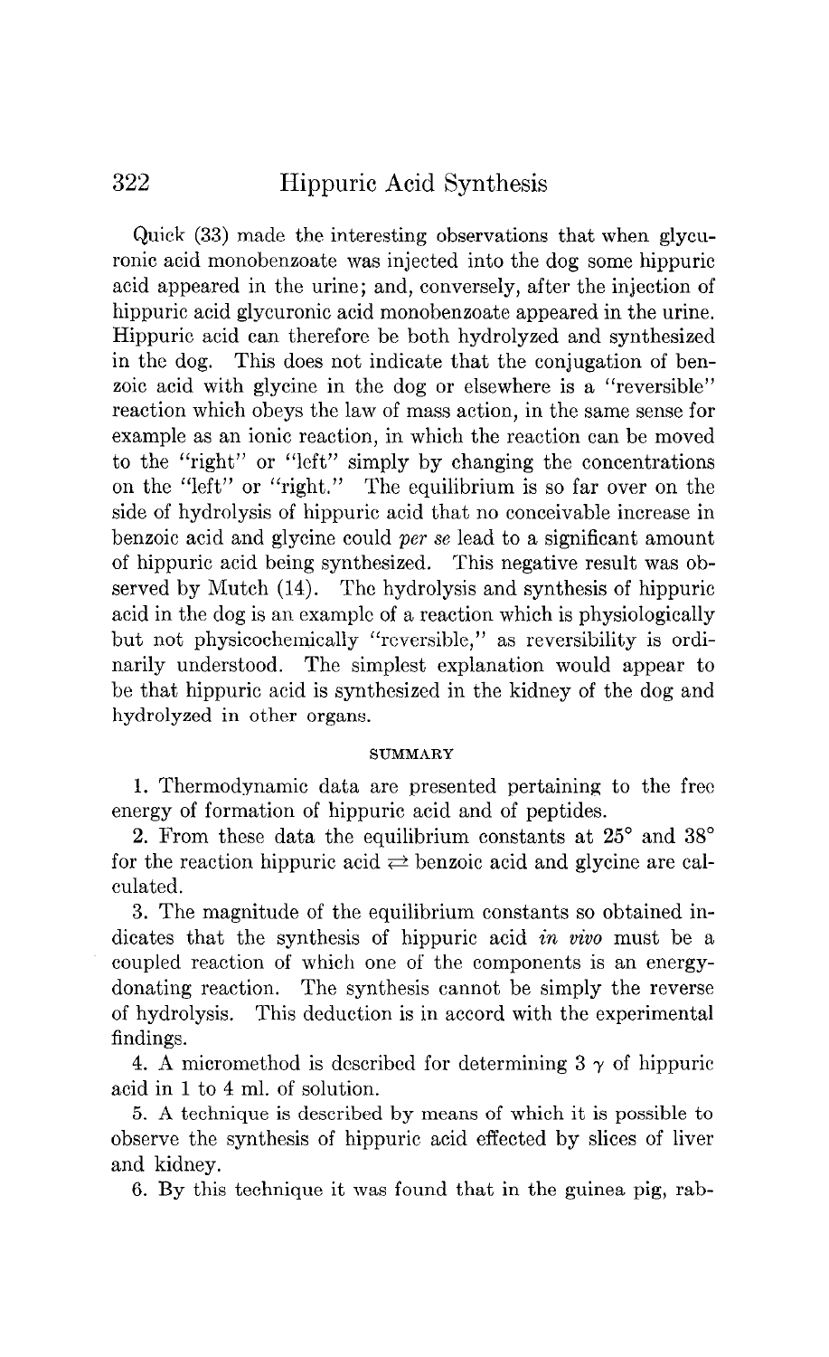Quick (33) made the interesting observations that when glycuronic acid monobenzoate was injected into the dog some hippuric acid appeared in the urine; and, conversely, after the injection of hippuric acid glycuronic acid monobenzoate appeared in the urine. Hippuric acid can therefore be both hydrolyzed and synthesized in the dog. This does not indicate that the conjugation of benzoic acid with glycine in the dog or elsewhere is a "reversible" reaction which obeys the law of mass action, in the same sense for example as an ionic reaction, in which the reaction can be moved to the "right" or "left" simply by changing the concentrations on the "left" or "right." The equilibrium is so far over on the side of hydrolysis of hippuric acid that no conceivable increase in benzoic acid and glycine could *per se* lead to a significant amount of hippuric acid being synthesized. This negative result was observed by Mutch (14). The hydrolysis and synthesis of hippuric acid in the dog is an example of a reaction which is physiologically but not physicochemically "reversible," as reversibility is ordinarily understood. The simplest explanation would appear to be that hippuric acid is synthesized in the kidney of the dog and hydrolyzed in other organs.

## SUMMARY

1. Thermodynamic data are presented pertaining to the free energy of formation of hippuric acid and of peptides.

2. From these data the equilibrium constants at 25° and 38° for the reaction hippuric acid $\rightleftarrows$ benzoic acid and glycine are calculated.

3. The magnitude of the equilibrium constants so obtained indicates that the synthesis of hippuric acid *in vivo* must be a coupled reaction of which one of the components is an energy-donating reaction. The synthesis cannot be simply the reverse of hydrolysis. This deduction is in accord with the experimental findings.

4. A micromethod is described for determining 3 $\gamma$ of hippuric acid in 1 to 4 ml. of solution.

5. A technique is described by means of which it is possible to observe the synthesis of hippuric acid effected by slices of liver and kidney.

6. By this technique it was found that in the guinea pig, rab-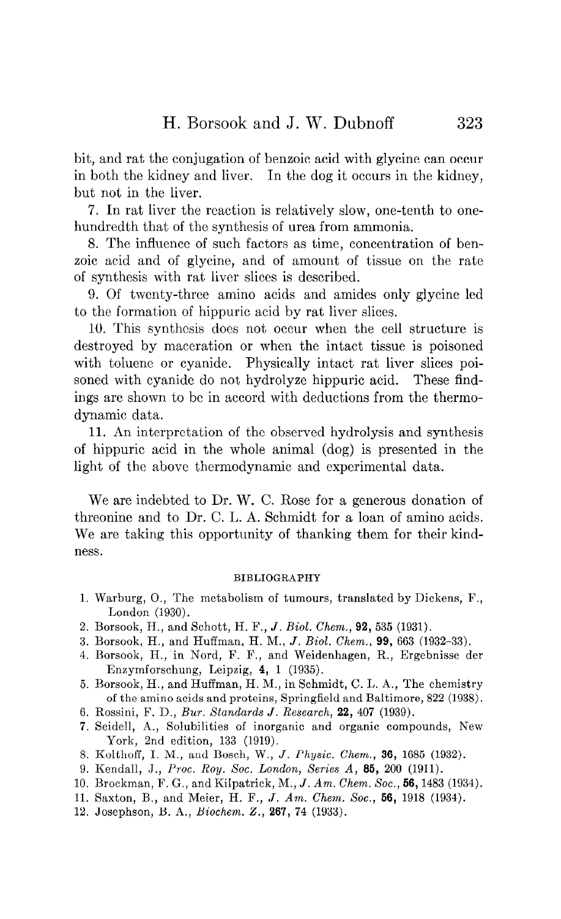bit, and rat the conjugation of benzoic acid with glycine can occur in both the kidney and liver. In the dog it occurs in the kidney, but not in the liver.

7. In rat liver the reaction is relatively slow, one-tenth to one-hundredth that of the synthesis of urea from ammonia.

8. The influence of such factors as time, concentration of benzoic acid and of glycine, and of amount of tissue on the rate of synthesis with rat liver slices is described.

9. Of twenty-three amino acids and amides only glycine led to the formation of hippuric acid by rat liver slices.

10. This synthesis does not occur when the cell structure is destroyed by maceration or when the intact tissue is poisoned with toluene or cyanide. Physically intact rat liver slices poisoned with cyanide do not hydrolyze hippuric acid. These findings are shown to be in accord with deductions from the thermodynamic data.

11. An interpretation of the observed hydrolysis and synthesis of hippuric acid in the whole animal (dog) is presented in the light of the above thermodynamic and experimental data.

We are indebted to Dr. W. C. Rose for a generous donation of threonine and to Dr. C. L. A. Schmidt for a loan of amino acids. We are taking this opportunity of thanking them for their kindness.

## BIBLIOGRAPHY

1. Warburg, O., The metabolism of tumours, translated by Dickens, F., London (1930).
2. Borsook, H., and Schott, H. F., *J. Biol. Chem.*, **92**, 535 (1931).
3. Borsook, H., and Huffman, H. M., *J. Biol. Chem.*, **99**, 663 (1932-33).
4. Borsook, H., in Nord, F. F., and Weidenhagen, R., Ergebnisse der Enzymforschung, Leipzig, **4**, 1 (1935).
5. Borsook, H., and Huffman, H. M., in Schmidt, C. L. A., The chemistry of the amino acids and proteins, Springfield and Baltimore, 822 (1938).
6. Rossini, F. D., *Bur. Standards J. Research*, **22**, 407 (1939).
7. Seidell, A., Solubilities of inorganic and organic compounds, New York, 2nd edition, 133 (1919).
8. Kolthoff, I. M., and Bosch, W., *J. Physic. Chem.*, **36**, 1685 (1932).
9. Kendall, J., *Proc. Roy. Soc. London, Series A*, **85**, 200 (1911).
10. Brockman, F. G., and Kilpatrick, M., *J. Am. Chem. Soc.*, **56**, 1483 (1934).
11. Saxton, B., and Meier, H. F., *J. Am. Chem. Soc.*, **56**, 1918 (1934).
12. Josephson, B. A., *Biochem. Z.*, **267**, 74 (1933).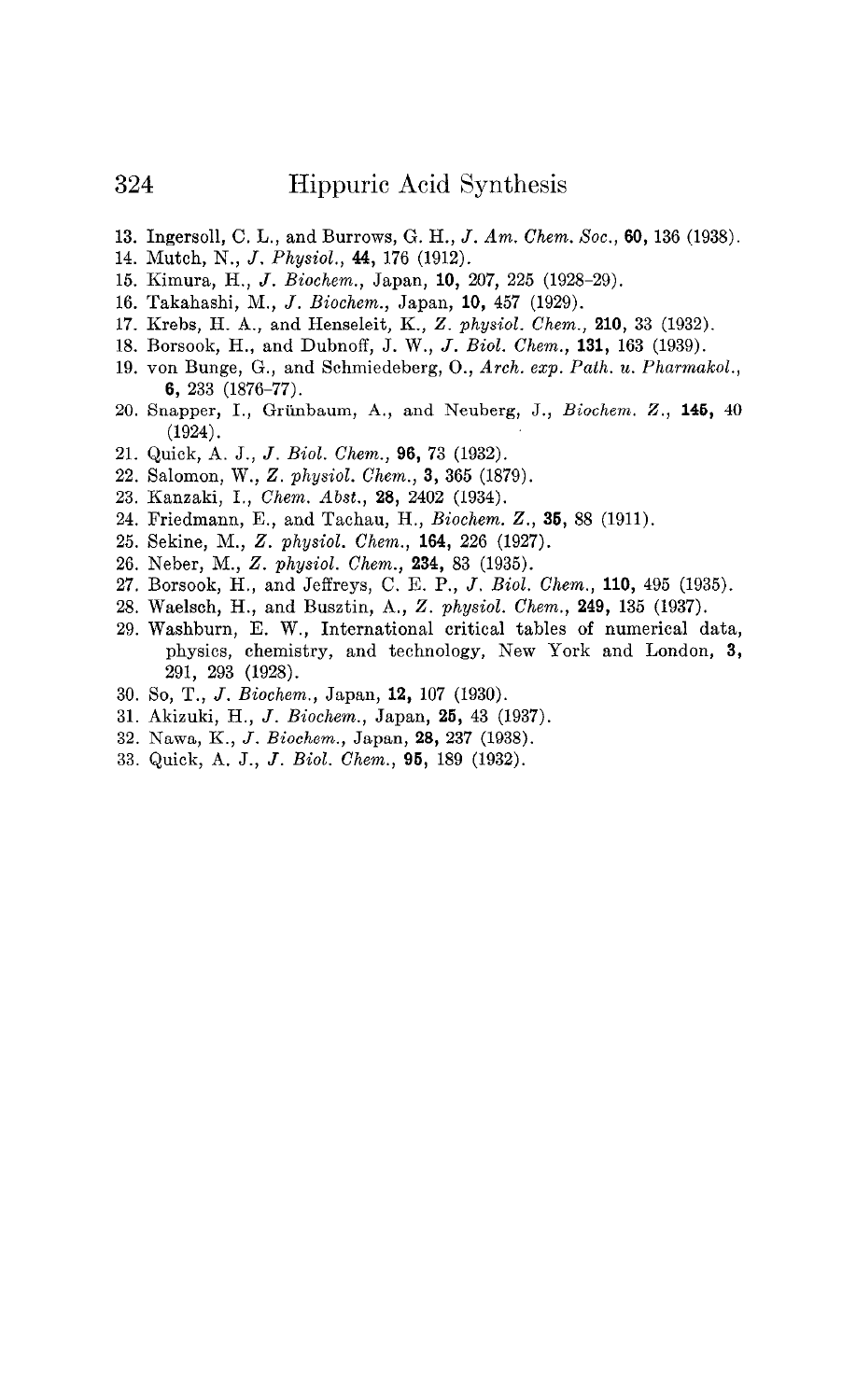13. Ingersoll, C. L., and Burrows, G. H., *J. Am. Chem. Soc.*, **60**, 136 (1938).
14. Mutch, N., *J. Physiol.*, **44**, 176 (1912).
15. Kimura, H., *J. Biochem.*, Japan, **10**, 207, 225 (1928–29).
16. Takahashi, M., *J. Biochem.*, Japan, **10**, 457 (1929).
17. Krebs, H. A., and Henseleit, K., *Z. physiol. Chem.*, **210**, 33 (1932).
18. Borsook, H., and Dubnoff, J. W., *J. Biol. Chem.*, **131**, 163 (1939).
19. von Bunge, G., and Schmiedeberg, O., *Arch. exp. Path. u. Pharmakol.*, **6**, 233 (1876–77).
20. Snapper, I., Grünbaum, A., and Neuberg, J., *Biochem. Z.*, **145**, 40 (1924).
21. Quick, A. J., *J. Biol. Chem.*, **96**, 73 (1932).
22. Salomon, W., *Z. physiol. Chem.*, **3**, 365 (1879).
23. Kanzaki, I., *Chem. Abst.*, **28**, 2402 (1934).
24. Friedmann, E., and Tachau, H., *Biochem. Z.*, **35**, 88 (1911).
25. Sekine, M., *Z. physiol. Chem.*, **164**, 226 (1927).
26. Neber, M., *Z. physiol. Chem.*, **234**, 83 (1935).
27. Borsook, H., and Jeffreys, C. E. P., *J. Biol. Chem.*, **110**, 495 (1935).
28. Waelsch, H., and Busztin, A., *Z. physiol. Chem.*, **249**, 135 (1937).
29. Washburn, E. W., International critical tables of numerical data, physics, chemistry, and technology, New York and London, **3**, 291, 293 (1928).
30. So, T., *J. Biochem.*, Japan, **12**, 107 (1930).
31. Akizuki, H., *J. Biochem.*, Japan, **25**, 43 (1937).
32. Nawa, K., *J. Biochem.*, Japan, **28**, 237 (1938).
33. Quick, A. J., *J. Biol. Chem.*, **95**, 189 (1932).